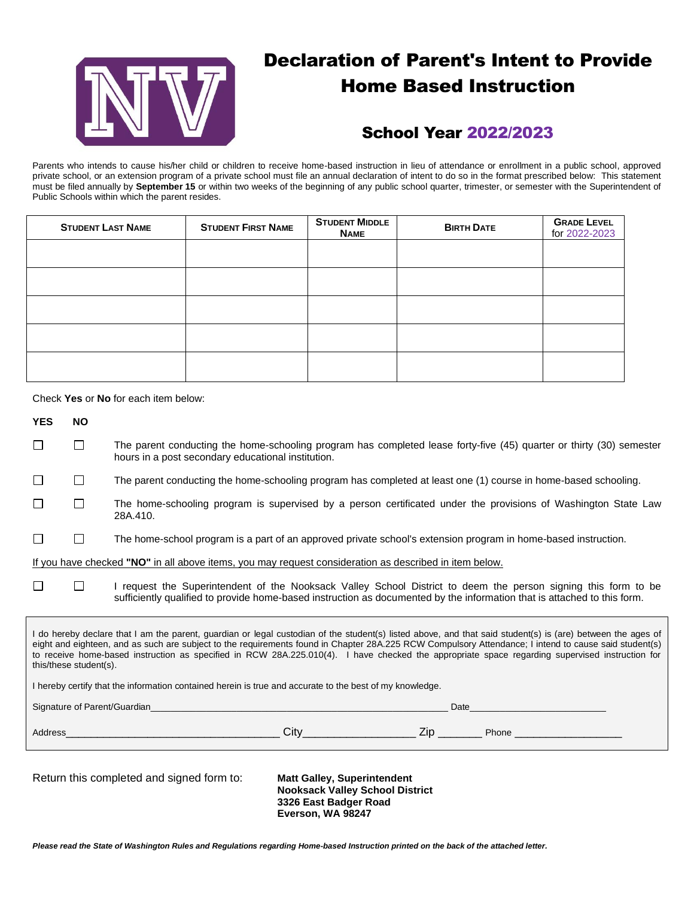# Declaration of Parent's Intent to Provide Home Based Instruction

## School Year 2022/2023

Parents who intends to cause his/her child or children to receive home-based instruction in lieu of attendance or enrollment in a public school, approved private school, or an extension program of a private school must file an annual declaration of intent to do so in the format prescribed below: This statement must be filed annually by **September 15** or within two weeks of the beginning of any public school quarter, trimester, or semester with the Superintendent of Public Schools within which the parent resides.

| STUDENT LAST NAME | STUDENT FIRST NAME | STUDENT MIDDLE NAME | BIRTH DATE | GRADE LEVEL for 2022-2023 |
|---|---|---|---|---|
| | | | | |
| | | | | |
| | | | | |
| | | | | |
| | | | | |

Check **Yes** or **No** for each item below:

| YES | NO | |
|---|---|---|
| ☐ | ☐ | The parent conducting the home-schooling program has completed lease forty-five (45) quarter or thirty (30) semester hours in a post secondary educational institution. |
| ☐ | ☐ | The parent conducting the home-schooling program has completed at least one (1) course in home-based schooling. |
| ☐ | ☐ | The home-schooling program is supervised by a person certificated under the provisions of Washington State Law 28A.410. |
| ☐ | ☐ | The home-school program is a part of an approved private school's extension program in home-based instruction. |

If you have checked **"NO"** in all above items, you may request consideration as described in item below.

| | | |
|---|---|---|
| ☐ | ☐ | I request the Superintendent of the Nooksack Valley School District to deem the person signing this form to be sufficiently qualified to provide home-based instruction as documented by the information that is attached to this form. |

I do hereby declare that I am the parent, guardian or legal custodian of the student(s) listed above, and that said student(s) is (are) between the ages of eight and eighteen, and as such are subject to the requirements found in Chapter 28A.225 RCW Compulsory Attendance; I intend to cause said student(s) to receive home-based instruction as specified in RCW 28A.225.010(4). I have checked the appropriate space regarding supervised instruction for this/these student(s).

I hereby certify that the information contained herein is true and accurate to the best of my knowledge.

Signature of Parent/Guardian_______________________________________________ Date________________________

Address_________________________________ City__________________ Zip _______ Phone __________________

Return this completed and signed form to:

**Matt Galley, Superintendent**
**Nooksack Valley School District**
**3326 East Badger Road**
**Everson, WA 98247**

***Please read the State of Washington Rules and Regulations regarding Home-based Instruction printed on the back of the attached letter.***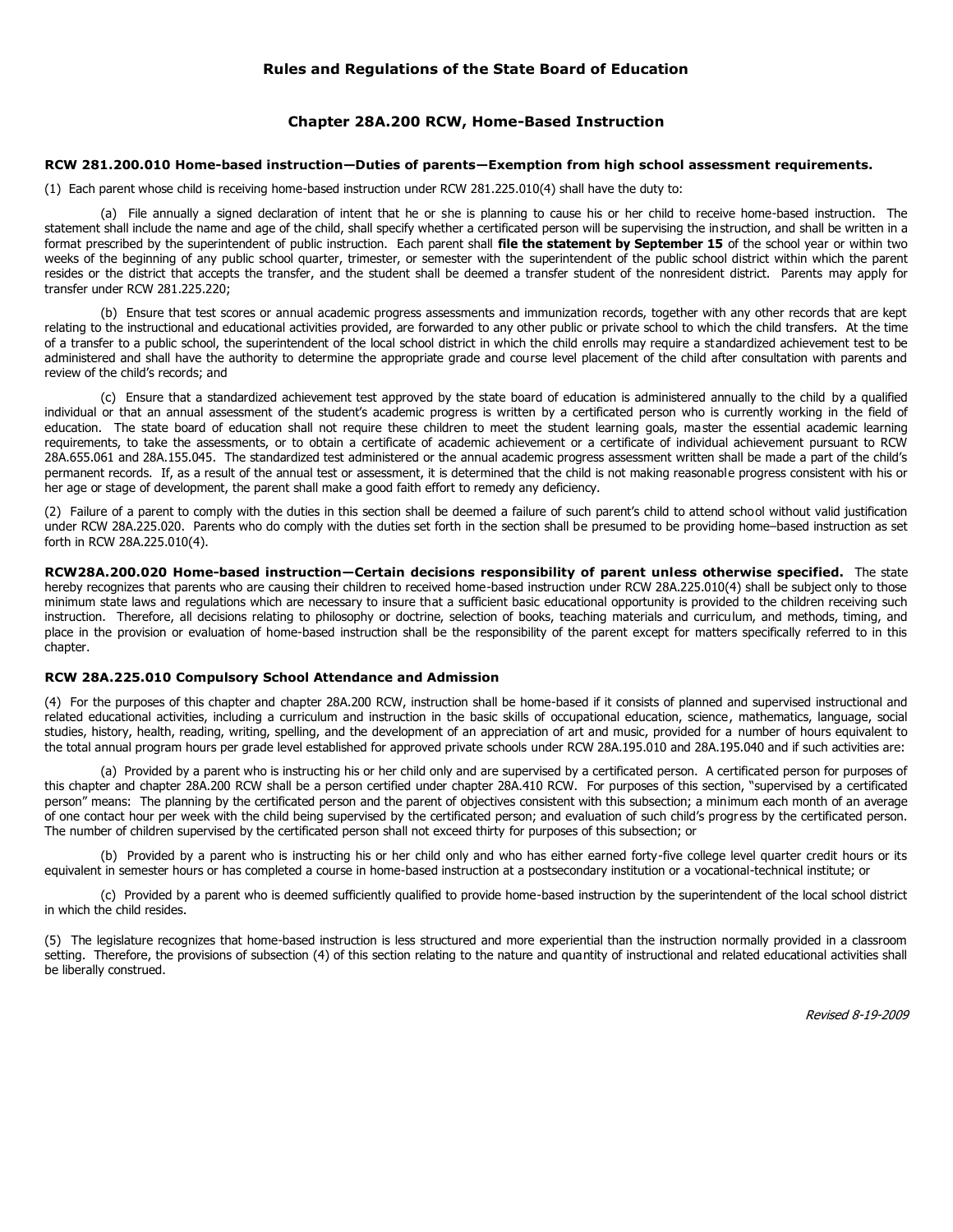## Rules and Regulations of the State Board of Education

### Chapter 28A.200 RCW, Home-Based Instruction

**RCW 281.200.010 Home-based instruction—Duties of parents—Exemption from high school assessment requirements.**

(1) Each parent whose child is receiving home-based instruction under RCW 281.225.010(4) shall have the duty to:

(a) File annually a signed declaration of intent that he or she is planning to cause his or her child to receive home-based instruction. The statement shall include the name and age of the child, shall specify whether a certificated person will be supervising the instruction, and shall be written in a format prescribed by the superintendent of public instruction. Each parent shall **file the statement by September 15** of the school year or within two weeks of the beginning of any public school quarter, trimester, or semester with the superintendent of the public school district within which the parent resides or the district that accepts the transfer, and the student shall be deemed a transfer student of the nonresident district. Parents may apply for transfer under RCW 281.225.220;

(b) Ensure that test scores or annual academic progress assessments and immunization records, together with any other records that are kept relating to the instructional and educational activities provided, are forwarded to any other public or private school to which the child transfers. At the time of a transfer to a public school, the superintendent of the local school district in which the child enrolls may require a standardized achievement test to be administered and shall have the authority to determine the appropriate grade and course level placement of the child after consultation with parents and review of the child's records; and

(c) Ensure that a standardized achievement test approved by the state board of education is administered annually to the child by a qualified individual or that an annual assessment of the student's academic progress is written by a certificated person who is currently working in the field of education. The state board of education shall not require these children to meet the student learning goals, master the essential academic learning requirements, to take the assessments, or to obtain a certificate of academic achievement or a certificate of individual achievement pursuant to RCW 28A.655.061 and 28A.155.045. The standardized test administered or the annual academic progress assessment written shall be made a part of the child's permanent records. If, as a result of the annual test or assessment, it is determined that the child is not making reasonable progress consistent with his or her age or stage of development, the parent shall make a good faith effort to remedy any deficiency.

(2) Failure of a parent to comply with the duties in this section shall be deemed a failure of such parent's child to attend school without valid justification under RCW 28A.225.020. Parents who do comply with the duties set forth in the section shall be presumed to be providing home–based instruction as set forth in RCW 28A.225.010(4).

**RCW28A.200.020 Home-based instruction—Certain decisions responsibility of parent unless otherwise specified.** The state hereby recognizes that parents who are causing their children to received home-based instruction under RCW 28A.225.010(4) shall be subject only to those minimum state laws and regulations which are necessary to insure that a sufficient basic educational opportunity is provided to the children receiving such instruction. Therefore, all decisions relating to philosophy or doctrine, selection of books, teaching materials and curriculum, and methods, timing, and place in the provision or evaluation of home-based instruction shall be the responsibility of the parent except for matters specifically referred to in this chapter.

**RCW 28A.225.010 Compulsory School Attendance and Admission**

(4) For the purposes of this chapter and chapter 28A.200 RCW, instruction shall be home-based if it consists of planned and supervised instructional and related educational activities, including a curriculum and instruction in the basic skills of occupational education, science, mathematics, language, social studies, history, health, reading, writing, spelling, and the development of an appreciation of art and music, provided for a number of hours equivalent to the total annual program hours per grade level established for approved private schools under RCW 28A.195.010 and 28A.195.040 and if such activities are:

(a) Provided by a parent who is instructing his or her child only and are supervised by a certificated person. A certificated person for purposes of this chapter and chapter 28A.200 RCW shall be a person certified under chapter 28A.410 RCW. For purposes of this section, "supervised by a certificated person" means: The planning by the certificated person and the parent of objectives consistent with this subsection; a minimum each month of an average of one contact hour per week with the child being supervised by the certificated person; and evaluation of such child's progress by the certificated person. The number of children supervised by the certificated person shall not exceed thirty for purposes of this subsection; or

(b) Provided by a parent who is instructing his or her child only and who has either earned forty-five college level quarter credit hours or its equivalent in semester hours or has completed a course in home-based instruction at a postsecondary institution or a vocational-technical institute; or

(c) Provided by a parent who is deemed sufficiently qualified to provide home-based instruction by the superintendent of the local school district in which the child resides.

(5) The legislature recognizes that home-based instruction is less structured and more experiential than the instruction normally provided in a classroom setting. Therefore, the provisions of subsection (4) of this section relating to the nature and quantity of instructional and related educational activities shall be liberally construed.

*Revised 8-19-2009*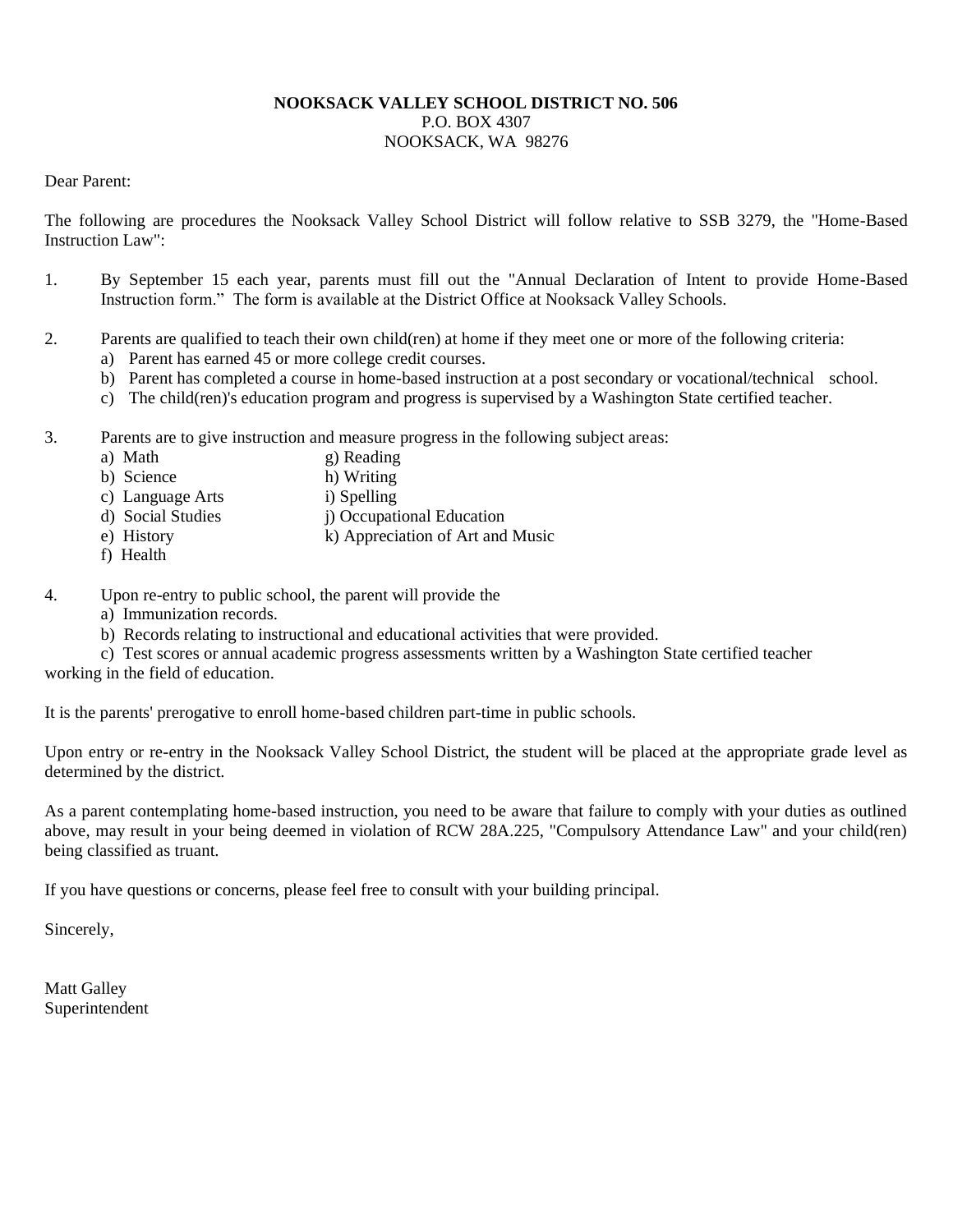**NOOKSACK VALLEY SCHOOL DISTRICT NO. 506**
P.O. BOX 4307
NOOKSACK, WA 98276

Dear Parent:

The following are procedures the Nooksack Valley School District will follow relative to SSB 3279, the "Home-Based Instruction Law":

1. By September 15 each year, parents must fill out the "Annual Declaration of Intent to provide Home-Based Instruction form." The form is available at the District Office at Nooksack Valley Schools.

2. Parents are qualified to teach their own child(ren) at home if they meet one or more of the following criteria:
   a) Parent has earned 45 or more college credit courses.
   b) Parent has completed a course in home-based instruction at a post secondary or vocational/technical school.
   c) The child(ren)'s education program and progress is supervised by a Washington State certified teacher.

3. Parents are to give instruction and measure progress in the following subject areas:
   a) Math
   b) Science
   c) Language Arts
   d) Social Studies
   e) History
   f) Health
   g) Reading
   h) Writing
   i) Spelling
   j) Occupational Education
   k) Appreciation of Art and Music

4. Upon re-entry to public school, the parent will provide the
   a) Immunization records.
   b) Records relating to instructional and educational activities that were provided.
   c) Test scores or annual academic progress assessments written by a Washington State certified teacher working in the field of education.

It is the parents' prerogative to enroll home-based children part-time in public schools.

Upon entry or re-entry in the Nooksack Valley School District, the student will be placed at the appropriate grade level as determined by the district.

As a parent contemplating home-based instruction, you need to be aware that failure to comply with your duties as outlined above, may result in your being deemed in violation of RCW 28A.225, "Compulsory Attendance Law" and your child(ren) being classified as truant.

If you have questions or concerns, please feel free to consult with your building principal.

Sincerely,

Matt Galley
Superintendent